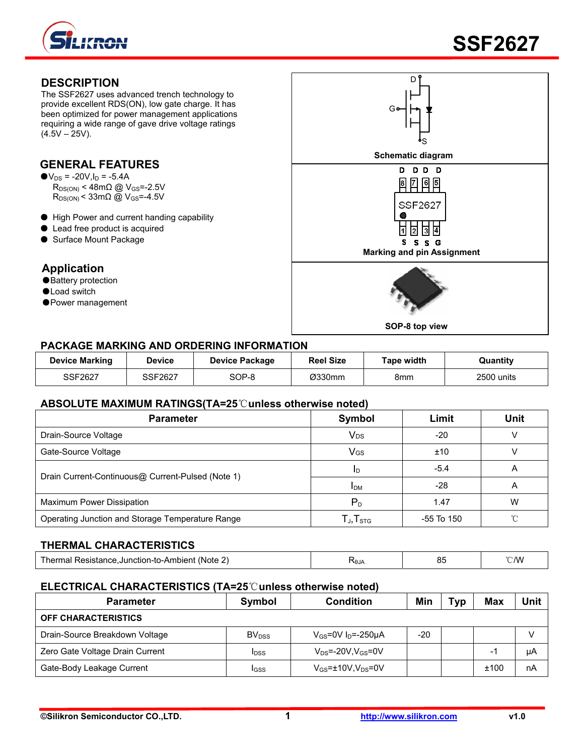# SSF2627

## DESCRIPTION

The SSF2627 uses advanced trench technology to provide excellent RDS(ON), low gate charge. It has been optimized for power management applications requiring a wide range of gave drive voltage ratings (4.5V – 25V).

## GENERAL FEATURES

- $V_{DS}$ = -20V, $I_D$ = -5.4A
  $R_{DS(ON)}$ < 48mΩ @ $V_{GS}$=-2.5V
  $R_{DS(ON)}$ < 33mΩ @ $V_{GS}$=-4.5V
- High Power and current handing capability
- Lead free product is acquired
- Surface Mount Package

## Application

- Battery protection
- Load switch
- Power management

Schematic diagram

Marking and pin Assignment

SOP-8 top view

## PACKAGE MARKING AND ORDERING INFORMATION

| Device Marking | Device | Device Package | Reel Size | Tape width | Quantity |
|---|---|---|---|---|---|
| SSF2627 | SSF2627 | SOP-8 | Ø330mm | 8mm | 2500 units |

## ABSOLUTE MAXIMUM RATINGS(TA=25℃unless otherwise noted)

| Parameter | Symbol | Limit | Unit |
|---|---|---|---|
| Drain-Source Voltage | $V_{DS}$ | -20 | V |
| Gate-Source Voltage | $V_{GS}$ | ±10 | V |
| Drain Current-Continuous@ Current-Pulsed (Note 1) | $I_D$ | -5.4 | A |
| | $I_{DM}$ | -28 | A |
| Maximum Power Dissipation | $P_D$ | 1.47 | W |
| Operating Junction and Storage Temperature Range | $T_J$,$T_{STG}$ | -55 To 150 | ℃ |

## THERMAL CHARACTERISTICS

| Parameter | Symbol | Value | Unit |
|---|---|---|---|
| Thermal Resistance,Junction-to-Ambient (Note 2) | $R_{\theta JA}$ | 85 | ℃/W |

## ELECTRICAL CHARACTERISTICS (TA=25℃unless otherwise noted)

| Parameter | Symbol | Condition | Min | Typ | Max | Unit |
|---|---|---|---|---|---|---|
| **OFF CHARACTERISTICS** | | | | | | |
| Drain-Source Breakdown Voltage | $BV_{DSS}$ | $V_{GS}$=0V $I_D$=-250μA | -20 | | | V |
| Zero Gate Voltage Drain Current | $I_{DSS}$ | $V_{DS}$=-20V,$V_{GS}$=0V | | | -1 | μA |
| Gate-Body Leakage Current | $I_{GSS}$ | $V_{GS}$=±10V,$V_{DS}$=0V | | | ±100 | nA |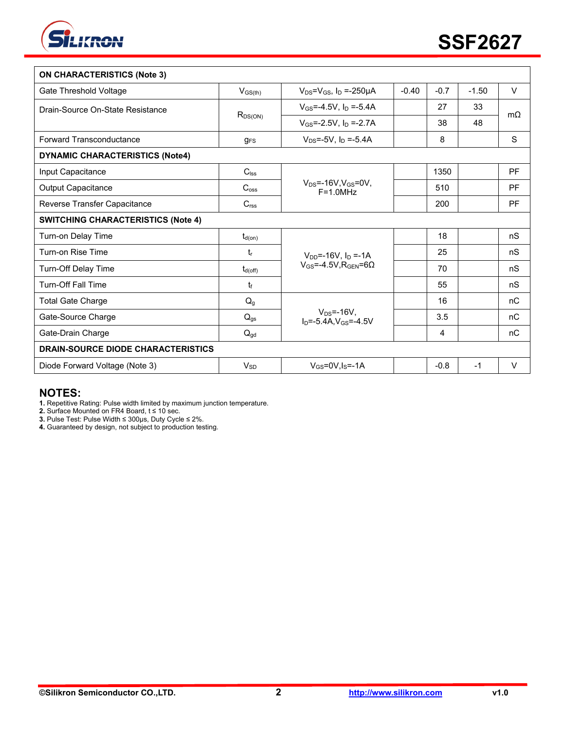| ON CHARACTERISTICS (Note 3) | | | | | | |
|---|---|---|---|---|---|---|
| Gate Threshold Voltage | $V_{GS(th)}$ | $V_{DS}$=$V_{GS}$, $I_D$ =-250μA | -0.40 | -0.7 | -1.50 | V |
| Drain-Source On-State Resistance | $R_{DS(ON)}$ | $V_{GS}$=-4.5V, $I_D$ =-5.4A | | 27 | 33 | mΩ |
| | | $V_{GS}$=-2.5V, $I_D$ =-2.7A | | 38 | 48 | |
| Forward Transconductance | $g_{FS}$ | $V_{DS}$=-5V, $I_D$ =-5.4A | | 8 | | S |
| **DYNAMIC CHARACTERISTICS (Note4)** | | | | | | |
| Input Capacitance | $C_{iss}$ | $V_{DS}$=-16V,$V_{GS}$=0V, F=1.0MHz | | 1350 | | PF |
| Output Capacitance | $C_{oss}$ | | | 510 | | PF |
| Reverse Transfer Capacitance | $C_{rss}$ | | | 200 | | PF |
| **SWITCHING CHARACTERISTICS (Note 4)** | | | | | | |
| Turn-on Delay Time | $t_{d(on)}$ | $V_{DD}$=-16V, $I_D$ =-1A $V_{GS}$=-4.5V,$R_{GEN}$=6Ω | | 18 | | nS |
| Turn-on Rise Time | $t_r$ | | | 25 | | nS |
| Turn-Off Delay Time | $t_{d(off)}$ | | | 70 | | nS |
| Turn-Off Fall Time | $t_f$ | | | 55 | | nS |
| Total Gate Charge | $Q_g$ | $V_{DS}$=-16V, $I_D$=-5.4A,$V_{GS}$=-4.5V | | 16 | | nC |
| Gate-Source Charge | $Q_{gs}$ | | | 3.5 | | nC |
| Gate-Drain Charge | $Q_{gd}$ | | | 4 | | nC |
| **DRAIN-SOURCE DIODE CHARACTERISTICS** | | | | | | |
| Diode Forward Voltage (Note 3) | $V_{SD}$ | $V_{GS}$=0V,$I_S$=-1A | | -0.8 | -1 | V |

## NOTES:

**1.** Repetitive Rating: Pulse width limited by maximum junction temperature.
**2.** Surface Mounted on FR4 Board, t ≤ 10 sec.
**3.** Pulse Test: Pulse Width ≤ 300μs, Duty Cycle ≤ 2%.
**4.** Guaranteed by design, not subject to production testing.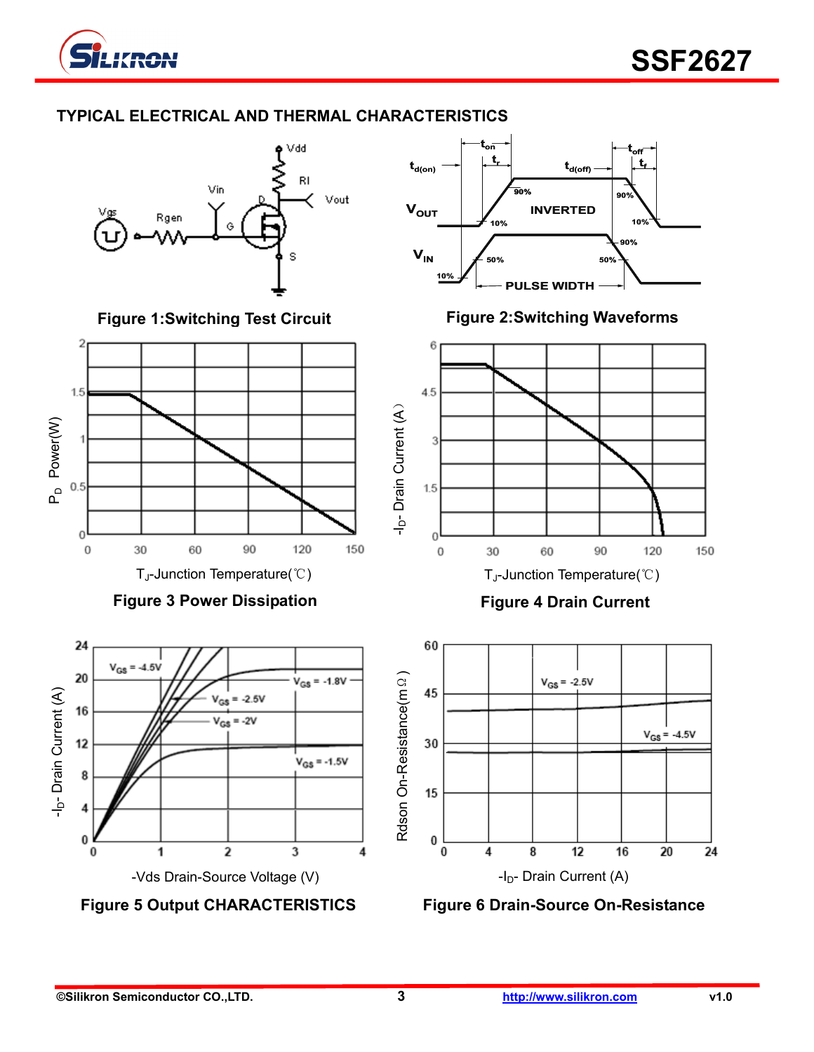## TYPICAL ELECTRICAL AND THERMAL CHARACTERISTICS

Figure 1:Switching Test Circuit

Figure 2:Switching Waveforms

Figure 3 Power Dissipation

Figure 4 Drain Current

Figure 5 Output CHARACTERISTICS

Figure 6 Drain-Source On-Resistance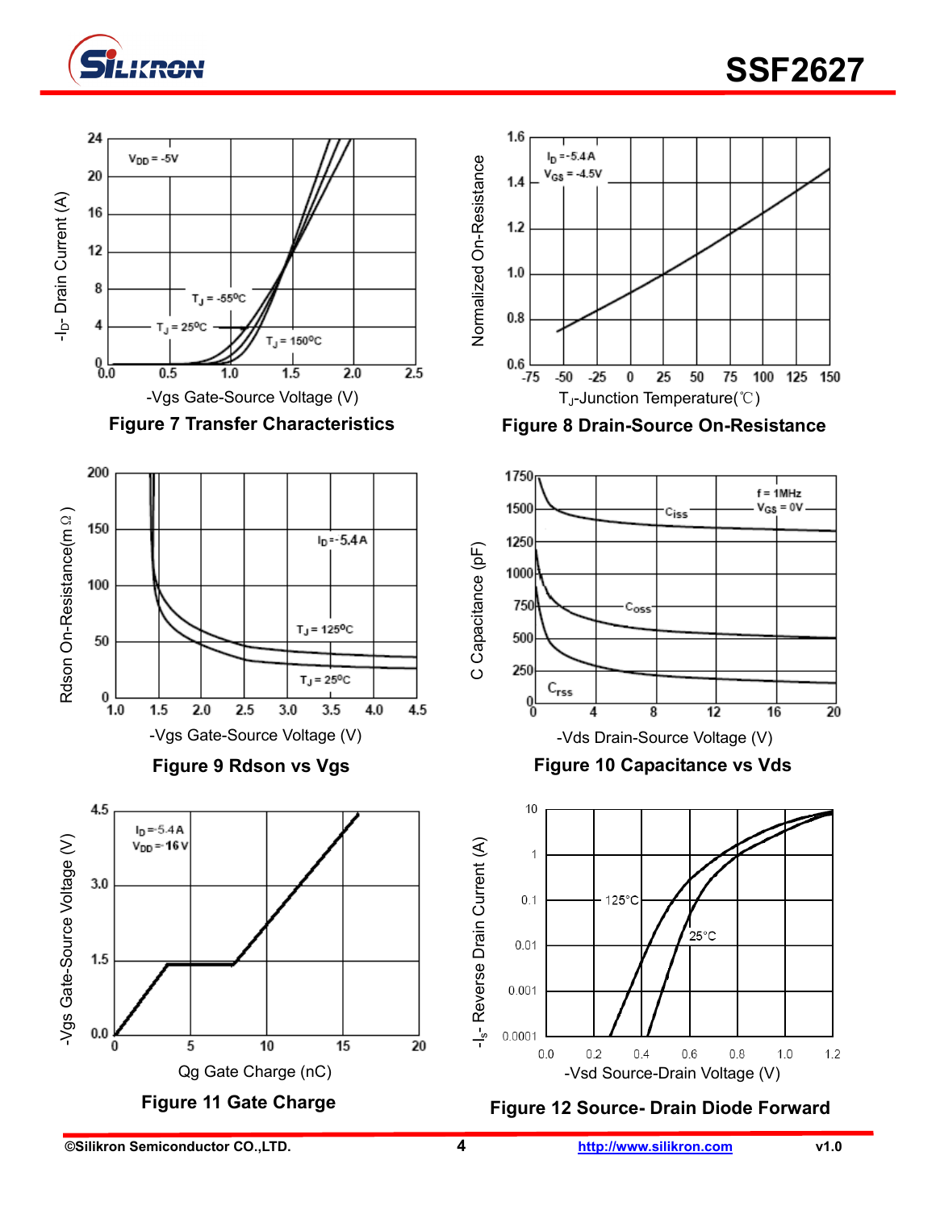**Figure 7 Transfer Characteristics**

**Figure 8 Drain-Source On-Resistance**

**Figure 9 Rdson vs Vgs**

**Figure 10 Capacitance vs Vds**

**Figure 11 Gate Charge**

**Figure 12 Source- Drain Diode Forward**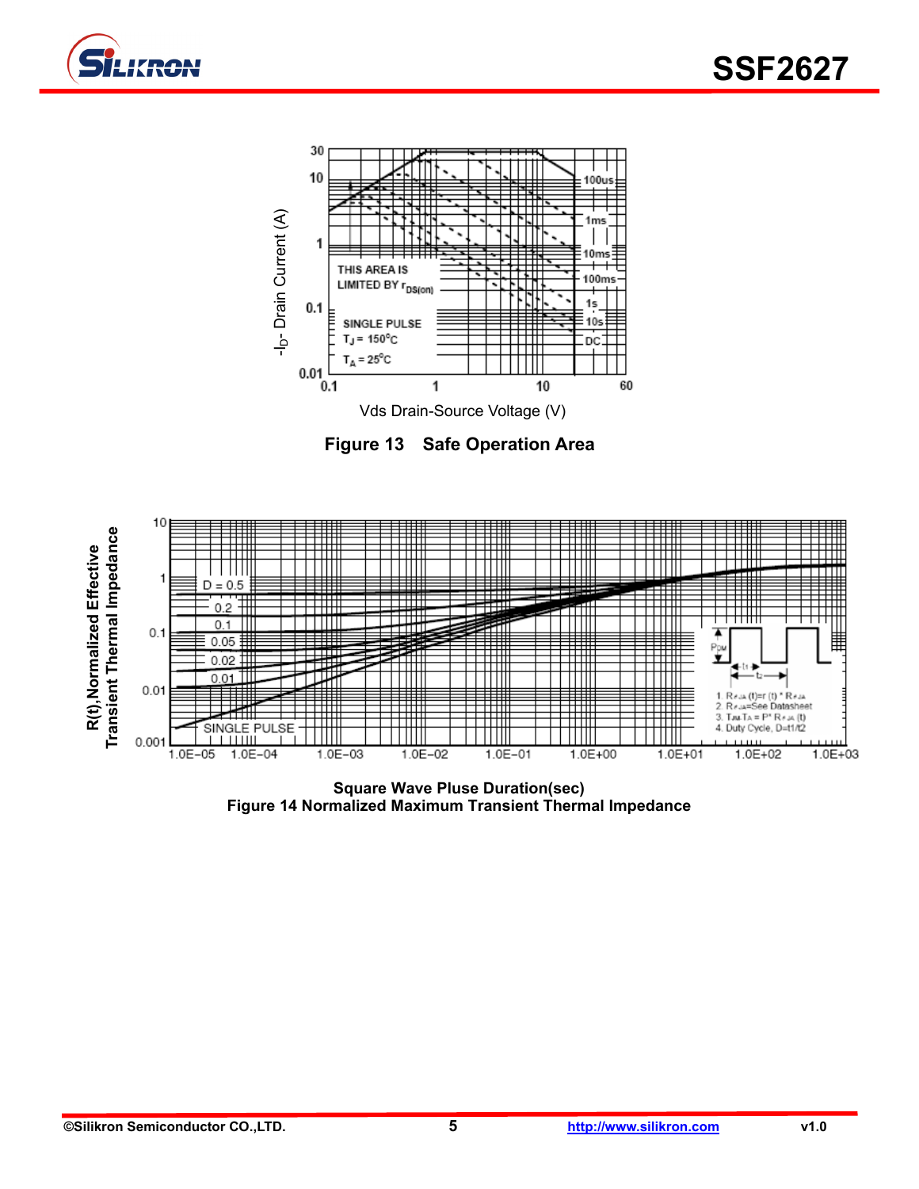Figure 13 Safe Operation Area

Square Wave Pluse Duration(sec)

Figure 14 Normalized Maximum Transient Thermal Impedance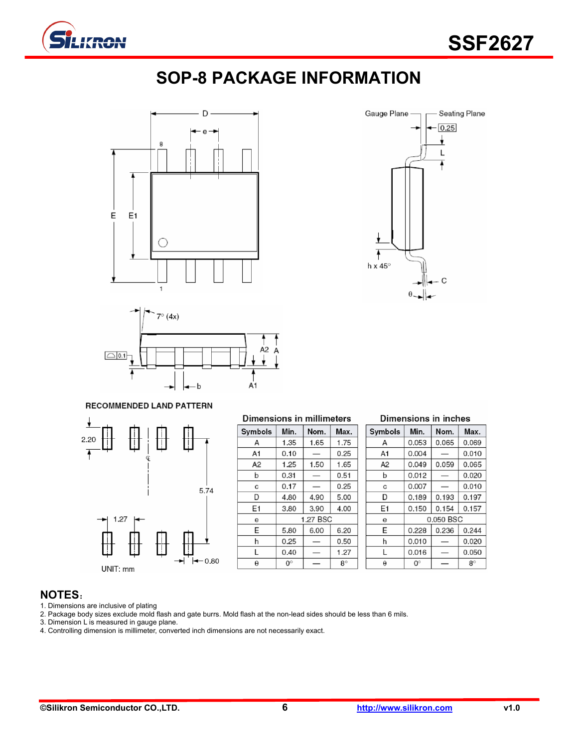# SOP-8 PACKAGE INFORMATION

RECOMMENDED LAND PATTERN

UNIT: mm

| Dimensions in millimeters | | | | Dimensions in inches | | | |
|---|---|---|---|---|---|---|---|
| Symbols | Min. | Nom. | Max. | Symbols | Min. | Nom. | Max. |
| A | 1.35 | 1.65 | 1.75 | A | 0.053 | 0.065 | 0.069 |
| A1 | 0.10 | — | 0.25 | A1 | 0.004 | — | 0.010 |
| A2 | 1.25 | 1.50 | 1.65 | A2 | 0.049 | 0.059 | 0.065 |
| b | 0.31 | — | 0.51 | b | 0.012 | — | 0.020 |
| c | 0.17 | — | 0.25 | c | 0.007 | — | 0.010 |
| D | 4.80 | 4.90 | 5.00 | D | 0.189 | 0.193 | 0.197 |
| E1 | 3.80 | 3.90 | 4.00 | E1 | 0.150 | 0.154 | 0.157 |
| e | 1.27 BSC | | | e | 0.050 BSC | | |
| E | 5.80 | 6.00 | 6.20 | E | 0.228 | 0.236 | 0.244 |
| h | 0.25 | — | 0.50 | h | 0.010 | — | 0.020 |
| L | 0.40 | — | 1.27 | L | 0.016 | — | 0.050 |
| θ | 0° | — | 8° | θ | 0° | — | 8° |

## NOTES:

1. Dimensions are inclusive of plating
2. Package body sizes exclude mold flash and gate burrs. Mold flash at the non-lead sides should be less than 6 mils.
3. Dimension L is measured in gauge plane.
4. Controlling dimension is millimeter, converted inch dimensions are not necessarily exact.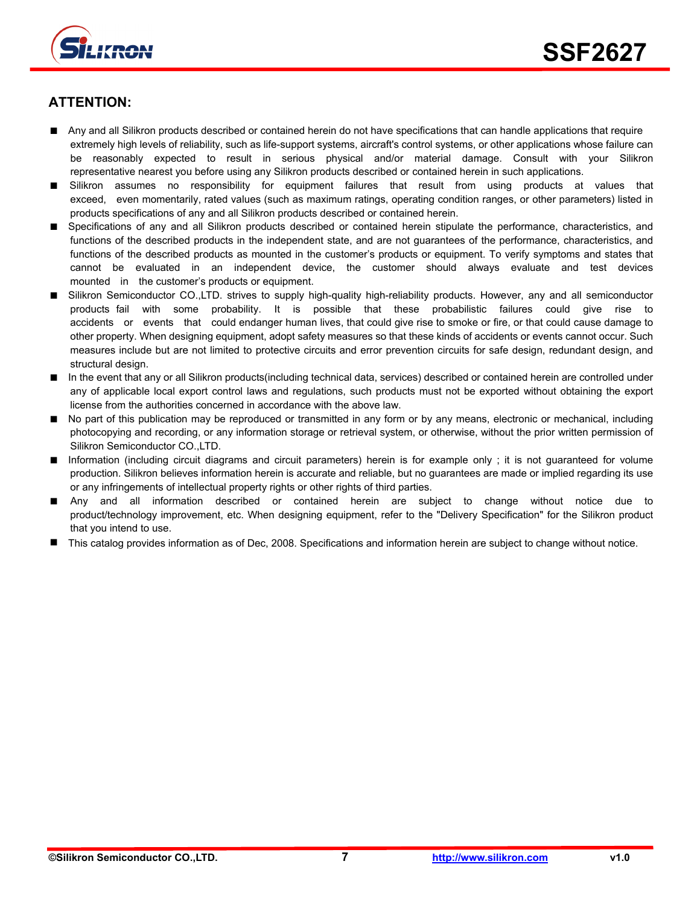## ATTENTION:

- Any and all Silikron products described or contained herein do not have specifications that can handle applications that require extremely high levels of reliability, such as life-support systems, aircraft's control systems, or other applications whose failure can be reasonably expected to result in serious physical and/or material damage. Consult with your Silikron representative nearest you before using any Silikron products described or contained herein in such applications.
- Silikron assumes no responsibility for equipment failures that result from using products at values that exceed, even momentarily, rated values (such as maximum ratings, operating condition ranges, or other parameters) listed in products specifications of any and all Silikron products described or contained herein.
- Specifications of any and all Silikron products described or contained herein stipulate the performance, characteristics, and functions of the described products in the independent state, and are not guarantees of the performance, characteristics, and functions of the described products as mounted in the customer's products or equipment. To verify symptoms and states that cannot be evaluated in an independent device, the customer should always evaluate and test devices mounted in the customer's products or equipment.
- Silikron Semiconductor CO.,LTD. strives to supply high-quality high-reliability products. However, any and all semiconductor products fail with some probability. It is possible that these probabilistic failures could give rise to accidents or events that could endanger human lives, that could give rise to smoke or fire, or that could cause damage to other property. When designing equipment, adopt safety measures so that these kinds of accidents or events cannot occur. Such measures include but are not limited to protective circuits and error prevention circuits for safe design, redundant design, and structural design.
- In the event that any or all Silikron products(including technical data, services) described or contained herein are controlled under any of applicable local export control laws and regulations, such products must not be exported without obtaining the export license from the authorities concerned in accordance with the above law.
- No part of this publication may be reproduced or transmitted in any form or by any means, electronic or mechanical, including photocopying and recording, or any information storage or retrieval system, or otherwise, without the prior written permission of Silikron Semiconductor CO.,LTD.
- Information (including circuit diagrams and circuit parameters) herein is for example only ; it is not guaranteed for volume production. Silikron believes information herein is accurate and reliable, but no guarantees are made or implied regarding its use or any infringements of intellectual property rights or other rights of third parties.
- Any and all information described or contained herein are subject to change without notice due to product/technology improvement, etc. When designing equipment, refer to the "Delivery Specification" for the Silikron product that you intend to use.
- This catalog provides information as of Dec, 2008. Specifications and information herein are subject to change without notice.